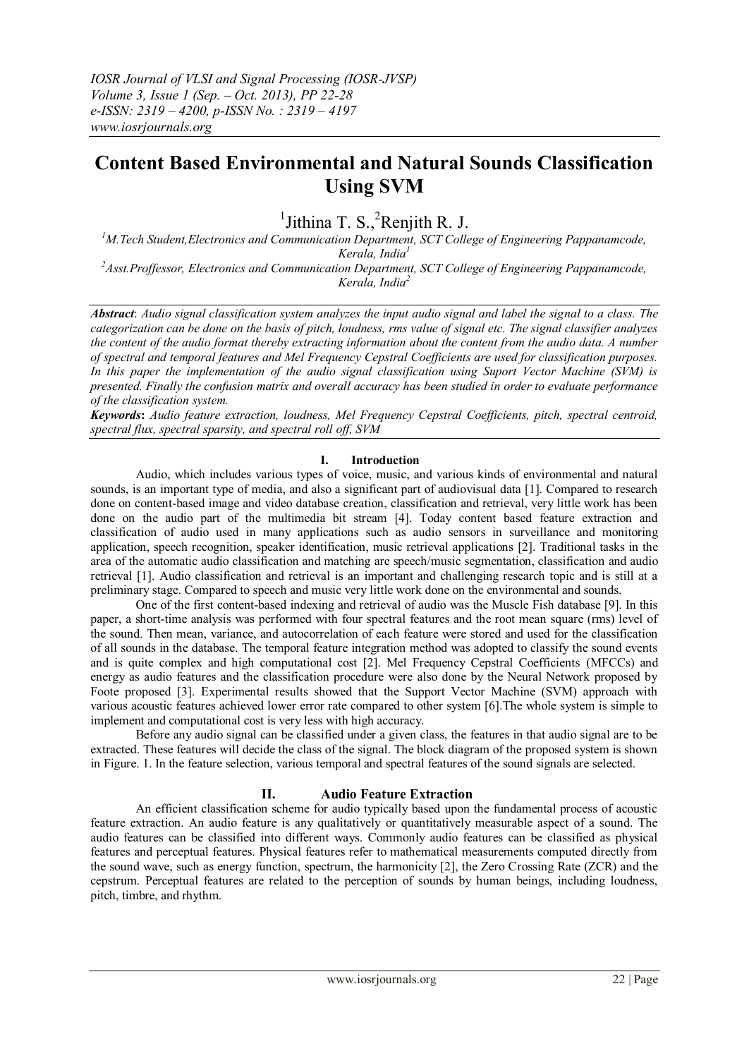# Content Based Environmental and Natural Sounds Classification Using SVM

[1]Jithina T. S., [2]Renjith R. J.

[1]M.Tech Student,Electronics and Communication Department, SCT College of Engineering Pappanamcode, Kerala, India[1]

[2]Asst.Proffessor, Electronics and Communication Department, SCT College of Engineering Pappanamcode, Kerala, India[2]

***Abstract**: Audio signal classification system analyzes the input audio signal and label the signal to a class. The categorization can be done on the basis of pitch, loudness, rms value of signal etc. The signal classifier analyzes the content of the audio format thereby extracting information about the content from the audio data. A number of spectral and temporal features and Mel Frequency Cepstral Coefficients are used for classification purposes. In this paper the implementation of the audio signal classification using Suport Vector Machine (SVM) is presented. Finally the confusion matrix and overall accuracy has been studied in order to evaluate performance of the classification system.*

***Keywords**: Audio feature extraction, loudness, Mel Frequency Cepstral Coefficients, pitch, spectral centroid, spectral flux, spectral sparsity, and spectral roll off, SVM*

## I. Introduction

Audio, which includes various types of voice, music, and various kinds of environmental and natural sounds, is an important type of media, and also a significant part of audiovisual data [1]. Compared to research done on content-based image and video database creation, classification and retrieval, very little work has been done on the audio part of the multimedia bit stream [4]. Today content based feature extraction and classification of audio used in many applications such as audio sensors in surveillance and monitoring application, speech recognition, speaker identification, music retrieval applications [2]. Traditional tasks in the area of the automatic audio classification and matching are speech/music segmentation, classification and audio retrieval [1]. Audio classification and retrieval is an important and challenging research topic and is still at a preliminary stage. Compared to speech and music very little work done on the environmental and sounds.

One of the first content-based indexing and retrieval of audio was the Muscle Fish database [9]. In this paper, a short-time analysis was performed with four spectral features and the root mean square (rms) level of the sound. Then mean, variance, and autocorrelation of each feature were stored and used for the classification of all sounds in the database. The temporal feature integration method was adopted to classify the sound events and is quite complex and high computational cost [2]. Mel Frequency Cepstral Coefficients (MFCCs) and energy as audio features and the classification procedure were also done by the Neural Network proposed by Foote proposed [3]. Experimental results showed that the Support Vector Machine (SVM) approach with various acoustic features achieved lower error rate compared to other system [6].The whole system is simple to implement and computational cost is very less with high accuracy.

Before any audio signal can be classified under a given class, the features in that audio signal are to be extracted. These features will decide the class of the signal. The block diagram of the proposed system is shown in Figure. 1. In the feature selection, various temporal and spectral features of the sound signals are selected.

## II. Audio Feature Extraction

An efficient classification scheme for audio typically based upon the fundamental process of acoustic feature extraction. An audio feature is any qualitatively or quantitatively measurable aspect of a sound. The audio features can be classified into different ways. Commonly audio features can be classified as physical features and perceptual features. Physical features refer to mathematical measurements computed directly from the sound wave, such as energy function, spectrum, the harmonicity [2], the Zero Crossing Rate (ZCR) and the cepstrum. Perceptual features are related to the perception of sounds by human beings, including loudness, pitch, timbre, and rhythm.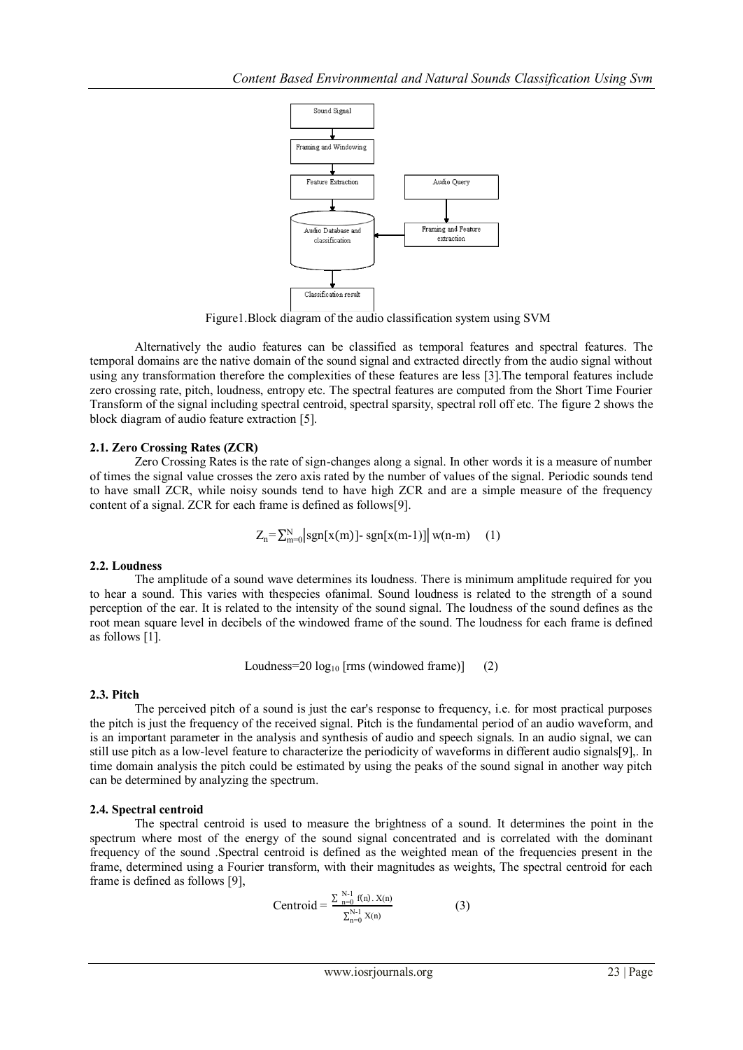Figure1.Block diagram of the audio classification system using SVM

Alternatively the audio features can be classified as temporal features and spectral features. The temporal domains are the native domain of the sound signal and extracted directly from the audio signal without using any transformation therefore the complexities of these features are less [3].The temporal features include zero crossing rate, pitch, loudness, entropy etc. The spectral features are computed from the Short Time Fourier Transform of the signal including spectral centroid, spectral sparsity, spectral roll off etc. The figure 2 shows the block diagram of audio feature extraction [5].

### 2.1. Zero Crossing Rates (ZCR)

Zero Crossing Rates is the rate of sign-changes along a signal. In other words it is a measure of number of times the signal value crosses the zero axis rated by the number of values of the signal. Periodic sounds tend to have small ZCR, while noisy sounds tend to have high ZCR and are a simple measure of the frequency content of a signal. ZCR for each frame is defined as follows[9].

$$Z_n = \sum_{m=0}^{N} \left| \text{sgn}[x(m)] - \text{sgn}[x(m-1)] \right| w(n-m) \quad (1)$$

### 2.2. Loudness

The amplitude of a sound wave determines its loudness. There is minimum amplitude required for you to hear a sound. This varies with thespecies ofanimal. Sound loudness is related to the strength of a sound perception of the ear. It is related to the intensity of the sound signal. The loudness of the sound defines as the root mean square level in decibels of the windowed frame of the sound. The loudness for each frame is defined as follows [1].

$$\text{Loudness} = 20 \log_{10} [\text{rms (windowed frame)}] \quad (2)$$

### 2.3. Pitch

The perceived pitch of a sound is just the ear's response to frequency, i.e. for most practical purposes the pitch is just the frequency of the received signal. Pitch is the fundamental period of an audio waveform, and is an important parameter in the analysis and synthesis of audio and speech signals. In an audio signal, we can still use pitch as a low-level feature to characterize the periodicity of waveforms in different audio signals[9],. In time domain analysis the pitch could be estimated by using the peaks of the sound signal in another way pitch can be determined by analyzing the spectrum.

### 2.4. Spectral centroid

The spectral centroid is used to measure the brightness of a sound. It determines the point in the spectrum where most of the energy of the sound signal concentrated and is correlated with the dominant frequency of the sound .Spectral centroid is defined as the weighted mean of the frequencies present in the frame, determined using a Fourier transform, with their magnitudes as weights, The spectral centroid for each frame is defined as follows [9],

$$\text{Centroid} = \frac{\sum_{n=0}^{N-1} f(n) \cdot X(n)}{\sum_{n=0}^{N-1} X(n)} \quad (3)$$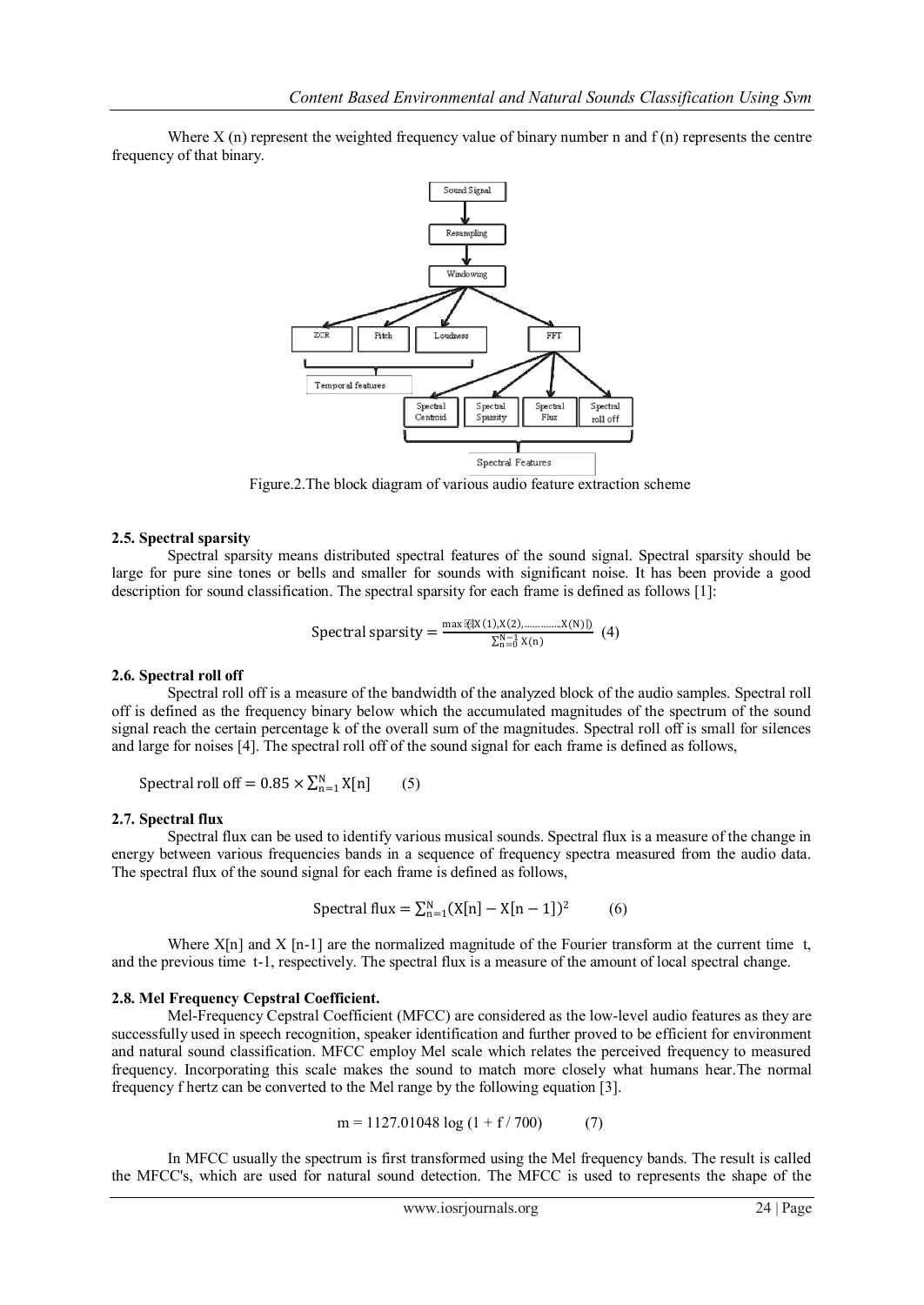Where X (n) represent the weighted frequency value of binary number n and f (n) represents the centre frequency of that binary.

Figure.2.The block diagram of various audio feature extraction scheme

### 2.5. Spectral sparsity

Spectral sparsity means distributed spectral features of the sound signal. Spectral sparsity should be large for pure sine tones or bells and smaller for sounds with significant noise. It has been provide a good description for sound classification. The spectral sparsity for each frame is defined as follows [1]:

$$\text{Spectral sparsity} = \frac{\max(|X(1), X(2), \ldots\ldots\ldots X(N)|)}{\sum_{n=0}^{N-1} X(n)} \quad (4)$$

### 2.6. Spectral roll off

Spectral roll off is a measure of the bandwidth of the analyzed block of the audio samples. Spectral roll off is defined as the frequency binary below which the accumulated magnitudes of the spectrum of the sound signal reach the certain percentage k of the overall sum of the magnitudes. Spectral roll off is small for silences and large for noises [4]. The spectral roll off of the sound signal for each frame is defined as follows,

$$\text{Spectral roll off} = 0.85 \times \sum_{n=1}^{N} X[n] \quad (5)$$

### 2.7. Spectral flux

Spectral flux can be used to identify various musical sounds. Spectral flux is a measure of the change in energy between various frequencies bands in a sequence of frequency spectra measured from the audio data. The spectral flux of the sound signal for each frame is defined as follows,

$$\text{Spectral flux} = \sum_{n=1}^{N} (X[n] - X[n-1])^2 \quad (6)$$

Where X[n] and X [n-1] are the normalized magnitude of the Fourier transform at the current time t, and the previous time t-1, respectively. The spectral flux is a measure of the amount of local spectral change.

### 2.8. Mel Frequency Cepstral Coefficient.

Mel-Frequency Cepstral Coefficient (MFCC) are considered as the low-level audio features as they are successfully used in speech recognition, speaker identification and further proved to be efficient for environment and natural sound classification. MFCC employ Mel scale which relates the perceived frequency to measured frequency. Incorporating this scale makes the sound to match more closely what humans hear.The normal frequency f hertz can be converted to the Mel range by the following equation [3].

$$m = 1127.01048 \log (1 + f / 700) \quad (7)$$

In MFCC usually the spectrum is first transformed using the Mel frequency bands. The result is called the MFCC's, which are used for natural sound detection. The MFCC is used to represents the shape of the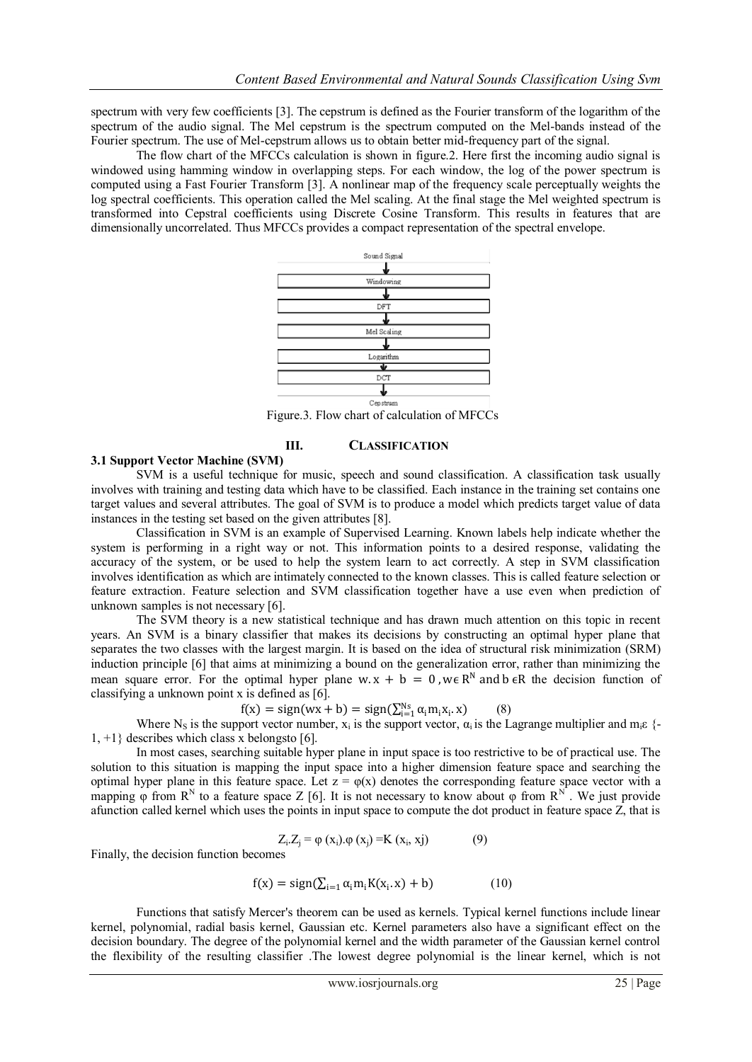spectrum with very few coefficients [3]. The cepstrum is defined as the Fourier transform of the logarithm of the spectrum of the audio signal. The Mel cepstrum is the spectrum computed on the Mel-bands instead of the Fourier spectrum. The use of Mel-cepstrum allows us to obtain better mid-frequency part of the signal.

The flow chart of the MFCCs calculation is shown in figure.2. Here first the incoming audio signal is windowed using hamming window in overlapping steps. For each window, the log of the power spectrum is computed using a Fast Fourier Transform [3]. A nonlinear map of the frequency scale perceptually weights the log spectral coefficients. This operation called the Mel scaling. At the final stage the Mel weighted spectrum is transformed into Cepstral coefficients using Discrete Cosine Transform. This results in features that are dimensionally uncorrelated. Thus MFCCs provides a compact representation of the spectral envelope.

Sound Signal → Windowing → DFT → Mel Scaling → Logarithm → DCT → Cepstrum

Figure.3. Flow chart of calculation of MFCCs

## III. CLASSIFICATION

### 3.1 Support Vector Machine (SVM)

SVM is a useful technique for music, speech and sound classification. A classification task usually involves with training and testing data which have to be classified. Each instance in the training set contains one target values and several attributes. The goal of SVM is to produce a model which predicts target value of data instances in the testing set based on the given attributes [8].

Classification in SVM is an example of Supervised Learning. Known labels help indicate whether the system is performing in a right way or not. This information points to a desired response, validating the accuracy of the system, or be used to help the system learn to act correctly. A step in SVM classification involves identification as which are intimately connected to the known classes. This is called feature selection or feature extraction. Feature selection and SVM classification together have a use even when prediction of unknown samples is not necessary [6].

The SVM theory is a new statistical technique and has drawn much attention on this topic in recent years. An SVM is a binary classifier that makes its decisions by constructing an optimal hyper plane that separates the two classes with the largest margin. It is based on the idea of structural risk minimization (SRM) induction principle [6] that aims at minimizing a bound on the generalization error, rather than minimizing the mean square error. For the optimal hyper plane $w.x + b = 0, w \in R^N$ and $b \in R$ the decision function of classifying a unknown point x is defined as [6].

$$f(x) = \operatorname{sign}(wx + b) = \operatorname{sign}(\sum_{i=1}^{N_S} \alpha_i m_i x_i . x) \qquad (8)$$

Where $N_S$ is the support vector number, $x_i$ is the support vector, $\alpha_i$ is the Lagrange multiplier and $m_i \varepsilon$ {-1, +1} describes which class x belongsto [6].

In most cases, searching suitable hyper plane in input space is too restrictive to be of practical use. The solution to this situation is mapping the input space into a higher dimension feature space and searching the optimal hyper plane in this feature space. Let $z = \varphi(x)$ denotes the corresponding feature space vector with a mapping $\varphi$ from $R^N$ to a feature space Z [6]. It is not necessary to know about $\varphi$ from $R^N$. We just provide afunction called kernel which uses the points in input space to compute the dot product in feature space Z, that is

$$Z_i.Z_j = \varphi(x_i).\varphi(x_j) = K(x_i, xj) \qquad (9)$$

Finally, the decision function becomes

$$f(x) = \operatorname{sign}(\sum_{i=1} \alpha_i m_i K(x_i.x) + b) \qquad (10)$$

Functions that satisfy Mercer's theorem can be used as kernels. Typical kernel functions include linear kernel, polynomial, radial basis kernel, Gaussian etc. Kernel parameters also have a significant effect on the decision boundary. The degree of the polynomial kernel and the width parameter of the Gaussian kernel control the flexibility of the resulting classifier .The lowest degree polynomial is the linear kernel, which is not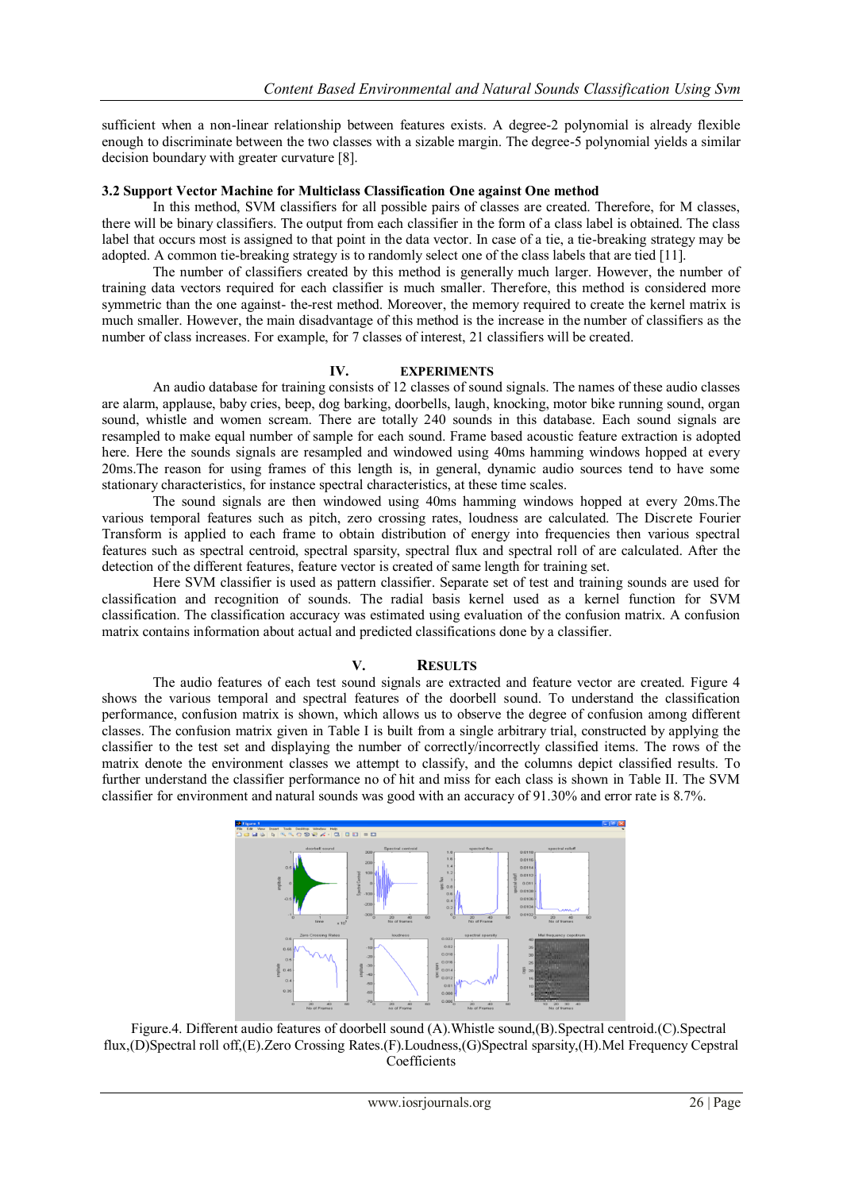sufficient when a non-linear relationship between features exists. A degree-2 polynomial is already flexible enough to discriminate between the two classes with a sizable margin. The degree-5 polynomial yields a similar decision boundary with greater curvature [8].

### 3.2 Support Vector Machine for Multiclass Classification One against One method

In this method, SVM classifiers for all possible pairs of classes are created. Therefore, for M classes, there will be binary classifiers. The output from each classifier in the form of a class label is obtained. The class label that occurs most is assigned to that point in the data vector. In case of a tie, a tie-breaking strategy may be adopted. A common tie-breaking strategy is to randomly select one of the class labels that are tied [11].

The number of classifiers created by this method is generally much larger. However, the number of training data vectors required for each classifier is much smaller. Therefore, this method is considered more symmetric than the one against- the-rest method. Moreover, the memory required to create the kernel matrix is much smaller. However, the main disadvantage of this method is the increase in the number of classifiers as the number of class increases. For example, for 7 classes of interest, 21 classifiers will be created.

## IV. EXPERIMENTS

An audio database for training consists of 12 classes of sound signals. The names of these audio classes are alarm, applause, baby cries, beep, dog barking, doorbells, laugh, knocking, motor bike running sound, organ sound, whistle and women scream. There are totally 240 sounds in this database. Each sound signals are resampled to make equal number of sample for each sound. Frame based acoustic feature extraction is adopted here. Here the sounds signals are resampled and windowed using 40ms hamming windows hopped at every 20ms.The reason for using frames of this length is, in general, dynamic audio sources tend to have some stationary characteristics, for instance spectral characteristics, at these time scales.

The sound signals are then windowed using 40ms hamming windows hopped at every 20ms.The various temporal features such as pitch, zero crossing rates, loudness are calculated. The Discrete Fourier Transform is applied to each frame to obtain distribution of energy into frequencies then various spectral features such as spectral centroid, spectral sparsity, spectral flux and spectral roll of are calculated. After the detection of the different features, feature vector is created of same length for training set.

Here SVM classifier is used as pattern classifier. Separate set of test and training sounds are used for classification and recognition of sounds. The radial basis kernel used as a kernel function for SVM classification. The classification accuracy was estimated using evaluation of the confusion matrix. A confusion matrix contains information about actual and predicted classifications done by a classifier.

## V. RESULTS

The audio features of each test sound signals are extracted and feature vector are created. Figure 4 shows the various temporal and spectral features of the doorbell sound. To understand the classification performance, confusion matrix is shown, which allows us to observe the degree of confusion among different classes. The confusion matrix given in Table I is built from a single arbitrary trial, constructed by applying the classifier to the test set and displaying the number of correctly/incorrectly classified items. The rows of the matrix denote the environment classes we attempt to classify, and the columns depict classified results. To further understand the classifier performance no of hit and miss for each class is shown in Table II. The SVM classifier for environment and natural sounds was good with an accuracy of 91.30% and error rate is 8.7%.

Figure.4. Different audio features of doorbell sound (A).Whistle sound,(B).Spectral centroid.(C).Spectral flux,(D)Spectral roll off,(E).Zero Crossing Rates.(F).Loudness,(G)Spectral sparsity,(H).Mel Frequency Cepstral Coefficients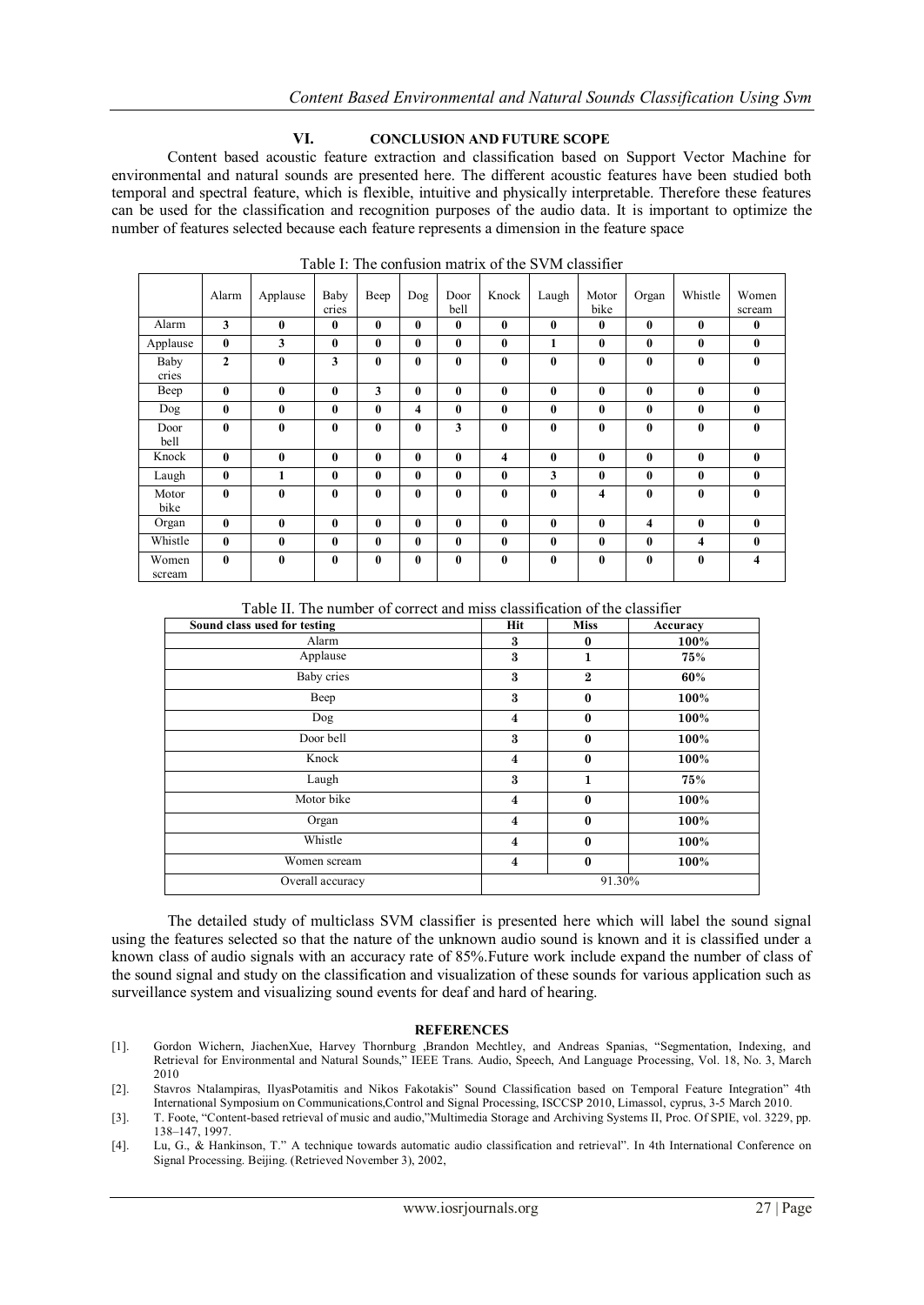## VI. CONCLUSION AND FUTURE SCOPE

Content based acoustic feature extraction and classification based on Support Vector Machine for environmental and natural sounds are presented here. The different acoustic features have been studied both temporal and spectral feature, which is flexible, intuitive and physically interpretable. Therefore these features can be used for the classification and recognition purposes of the audio data. It is important to optimize the number of features selected because each feature represents a dimension in the feature space

Table I: The confusion matrix of the SVM classifier

| | Alarm | Applause | Baby cries | Beep | Dog | Door bell | Knock | Laugh | Motor bike | Organ | Whistle | Women scream |
|---|---|---|---|---|---|---|---|---|---|---|---|---|
| Alarm | **3** | **0** | **0** | **0** | **0** | **0** | **0** | **0** | **0** | **0** | **0** | **0** |
| Applause | **0** | **3** | **0** | **0** | **0** | **0** | **0** | **1** | **0** | **0** | **0** | **0** |
| Baby cries | **2** | **0** | **3** | **0** | **0** | **0** | **0** | **0** | **0** | **0** | **0** | **0** |
| Beep | **0** | **0** | **0** | **3** | **0** | **0** | **0** | **0** | **0** | **0** | **0** | **0** |
| Dog | **0** | **0** | **0** | **0** | **4** | **0** | **0** | **0** | **0** | **0** | **0** | **0** |
| Door bell | **0** | **0** | **0** | **0** | **0** | **3** | **0** | **0** | **0** | **0** | **0** | **0** |
| Knock | **0** | **0** | **0** | **0** | **0** | **0** | **4** | **0** | **0** | **0** | **0** | **0** |
| Laugh | **0** | **1** | **0** | **0** | **0** | **0** | **0** | **3** | **0** | **0** | **0** | **0** |
| Motor bike | **0** | **0** | **0** | **0** | **0** | **0** | **0** | **0** | **4** | **0** | **0** | **0** |
| Organ | **0** | **0** | **0** | **0** | **0** | **0** | **0** | **0** | **0** | **4** | **0** | **0** |
| Whistle | **0** | **0** | **0** | **0** | **0** | **0** | **0** | **0** | **0** | **0** | **4** | **0** |
| Women scream | **0** | **0** | **0** | **0** | **0** | **0** | **0** | **0** | **0** | **0** | **0** | **4** |

Table II. The number of correct and miss classification of the classifier

| Sound class used for testing | Hit | Miss | Accuracy |
|---|---|---|---|
| Alarm | **3** | **0** | **100%** |
| Applause | **3** | **1** | **75%** |
| Baby cries | **3** | **2** | **60%** |
| Beep | **3** | **0** | **100%** |
| Dog | **4** | **0** | **100%** |
| Door bell | **3** | **0** | **100%** |
| Knock | **4** | **0** | **100%** |
| Laugh | **3** | **1** | **75%** |
| Motor bike | **4** | **0** | **100%** |
| Organ | **4** | **0** | **100%** |
| Whistle | **4** | **0** | **100%** |
| Women scream | **4** | **0** | **100%** |
| Overall accuracy | 91.30% | | |

The detailed study of multiclass SVM classifier is presented here which will label the sound signal using the features selected so that the nature of the unknown audio sound is known and it is classified under a known class of audio signals with an accuracy rate of 85%.Future work include expand the number of class of the sound signal and study on the classification and visualization of these sounds for various application such as surveillance system and visualizing sound events for deaf and hard of hearing.

## REFERENCES

[1]. Gordon Wichern, JiachenXue, Harvey Thornburg ,Brandon Mechtley, and Andreas Spanias, "Segmentation, Indexing, and Retrieval for Environmental and Natural Sounds," IEEE Trans. Audio, Speech, And Language Processing, Vol. 18, No. 3, March 2010

[2]. Stavros Ntalampiras, IlyasPotamitis and Nikos Fakotakis" Sound Classification based on Temporal Feature Integration" 4th International Symposium on Communications,Control and Signal Processing, ISCCSP 2010, Limassol, cyprus, 3-5 March 2010.

[3]. T. Foote, "Content-based retrieval of music and audio,"Multimedia Storage and Archiving Systems II, Proc. Of SPIE, vol. 3229, pp. 138–147, 1997.

[4]. Lu, G., & Hankinson, T." A technique towards automatic audio classification and retrieval". In 4th International Conference on Signal Processing. Beijing. (Retrieved November 3), 2002,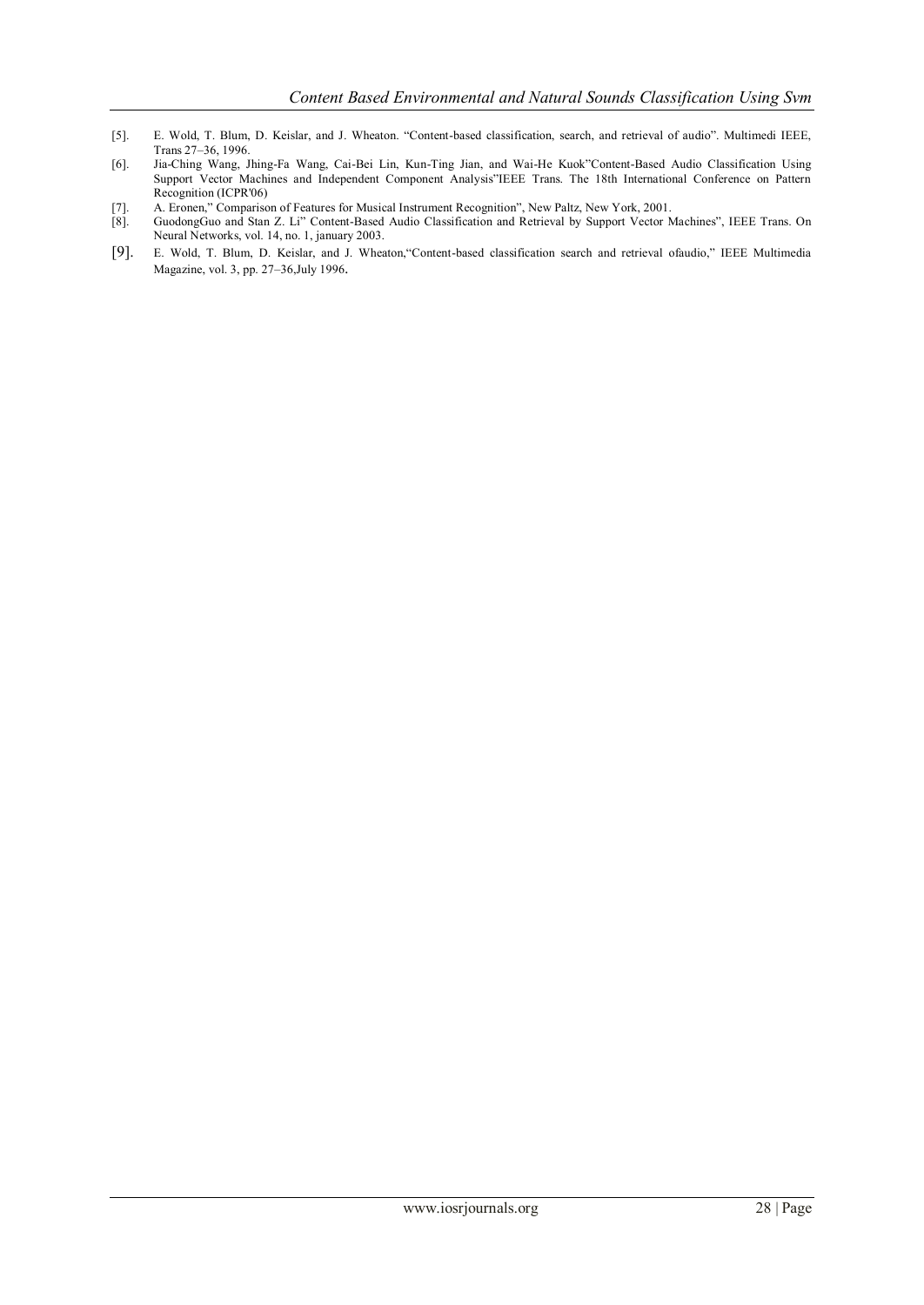[5]. E. Wold, T. Blum, D. Keislar, and J. Wheaton. "Content-based classification, search, and retrieval of audio". Multimedi IEEE, Trans 27–36, 1996.

[6]. Jia-Ching Wang, Jhing-Fa Wang, Cai-Bei Lin, Kun-Ting Jian, and Wai-He Kuok"Content-Based Audio Classification Using Support Vector Machines and Independent Component Analysis"IEEE Trans. The 18th International Conference on Pattern Recognition (ICPR'06)

[7]. A. Eronen," Comparison of Features for Musical Instrument Recognition", New Paltz, New York, 2001.

[8]. GuodongGuo and Stan Z. Li" Content-Based Audio Classification and Retrieval by Support Vector Machines", IEEE Trans. On Neural Networks, vol. 14, no. 1, january 2003.

[9]. E. Wold, T. Blum, D. Keislar, and J. Wheaton,"Content-based classification search and retrieval ofaudio," IEEE Multimedia Magazine, vol. 3, pp. 27–36,July 1996.